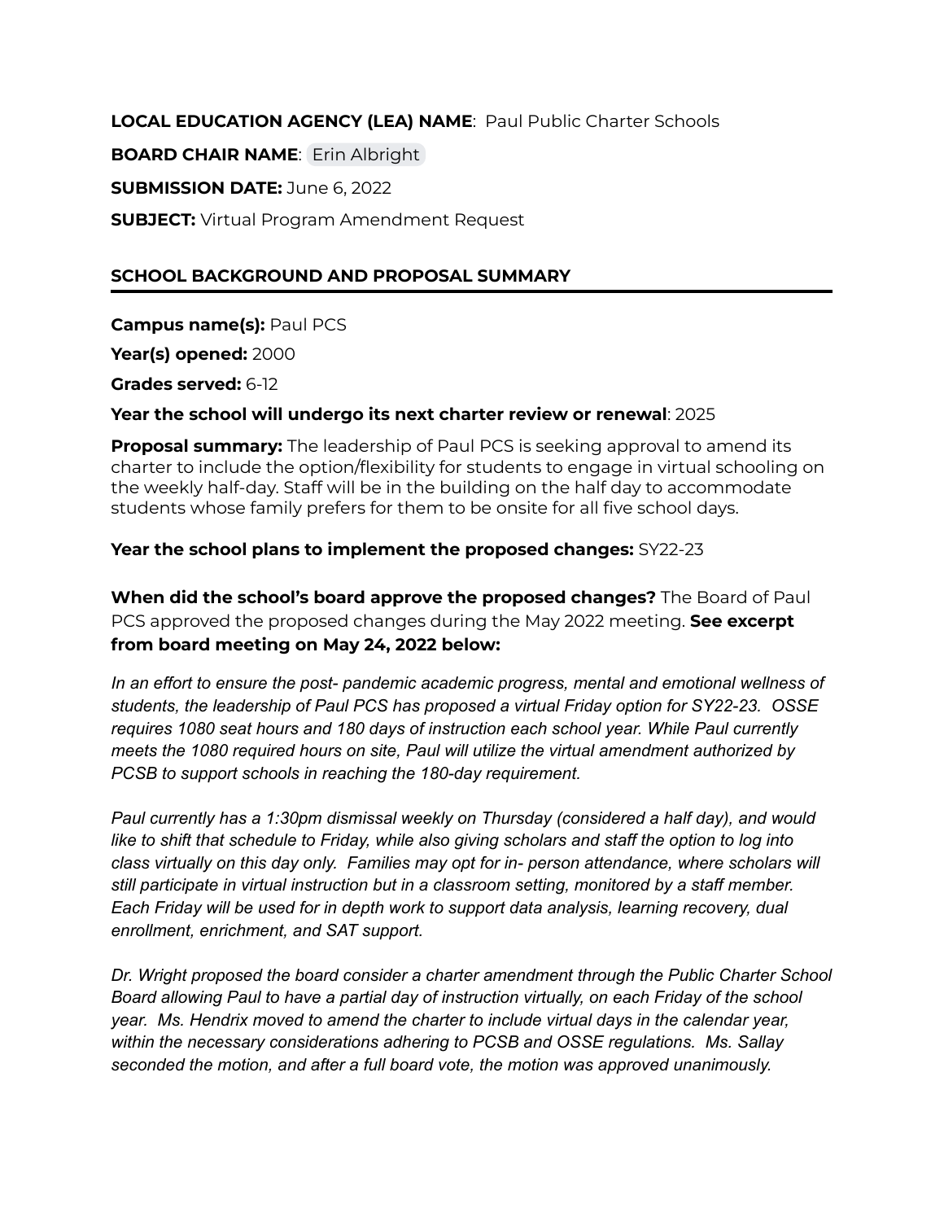**LOCAL EDUCATION AGENCY (LEA) NAME**: Paul Public Charter Schools

**BOARD CHAIR NAME**: Erin Albright

**SUBMISSION DATE:** June 6, 2022

**SUBJECT:** Virtual Program Amendment Request

## SCHOOL BACKGROUND AND PROPOSAL SUMMARY

**Campus name(s):** Paul PCS

**Year(s) opened:** 2000

**Grades served:** 6-12

**Year the school will undergo its next charter review or renewal**: 2025

**Proposal summary:** The leadership of Paul PCS is seeking approval to amend its charter to include the option/flexibility for students to engage in virtual schooling on the weekly half-day. Staff will be in the building on the half day to accommodate students whose family prefers for them to be onsite for all five school days.

**Year the school plans to implement the proposed changes:** SY22-23

**When did the school's board approve the proposed changes?** The Board of Paul PCS approved the proposed changes during the May 2022 meeting. **See excerpt from board meeting on May 24, 2022 below:**

*In an effort to ensure the post- pandemic academic progress, mental and emotional wellness of students, the leadership of Paul PCS has proposed a virtual Friday option for SY22-23. OSSE requires 1080 seat hours and 180 days of instruction each school year. While Paul currently meets the 1080 required hours on site, Paul will utilize the virtual amendment authorized by PCSB to support schools in reaching the 180-day requirement.*

*Paul currently has a 1:30pm dismissal weekly on Thursday (considered a half day), and would like to shift that schedule to Friday, while also giving scholars and staff the option to log into class virtually on this day only. Families may opt for in- person attendance, where scholars will still participate in virtual instruction but in a classroom setting, monitored by a staff member. Each Friday will be used for in depth work to support data analysis, learning recovery, dual enrollment, enrichment, and SAT support.*

*Dr. Wright proposed the board consider a charter amendment through the Public Charter School Board allowing Paul to have a partial day of instruction virtually, on each Friday of the school year. Ms. Hendrix moved to amend the charter to include virtual days in the calendar year, within the necessary considerations adhering to PCSB and OSSE regulations. Ms. Sallay seconded the motion, and after a full board vote, the motion was approved unanimously.*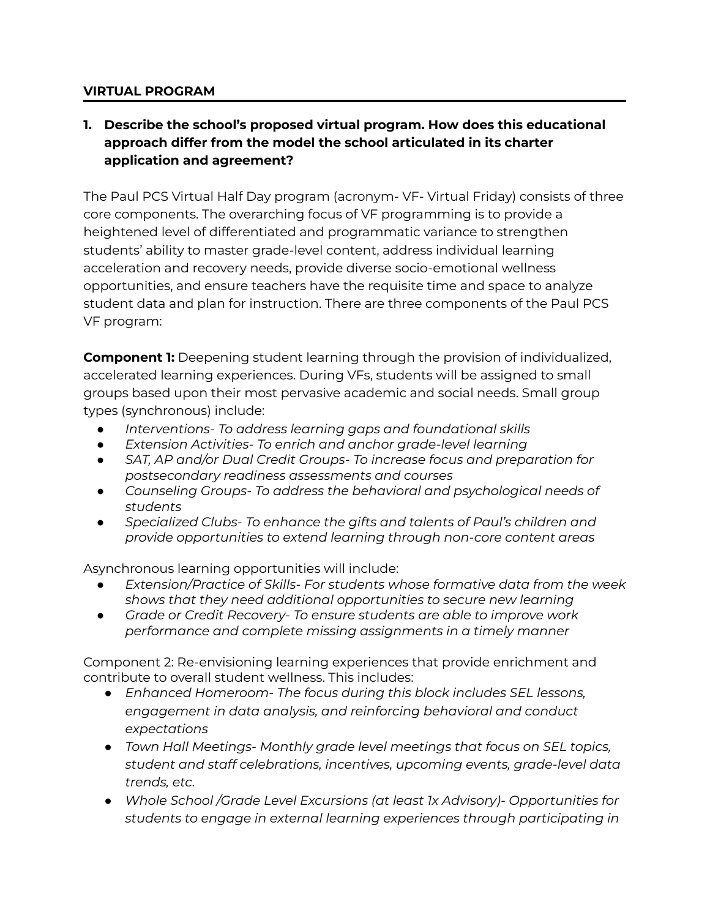## VIRTUAL PROGRAM

### 1. Describe the school's proposed virtual program. How does this educational approach differ from the model the school articulated in its charter application and agreement?

The Paul PCS Virtual Half Day program (acronym- VF- Virtual Friday) consists of three core components. The overarching focus of VF programming is to provide a heightened level of differentiated and programmatic variance to strengthen students' ability to master grade-level content, address individual learning acceleration and recovery needs, provide diverse socio-emotional wellness opportunities, and ensure teachers have the requisite time and space to analyze student data and plan for instruction. There are three components of the Paul PCS VF program:

**Component 1:** Deepening student learning through the provision of individualized, accelerated learning experiences. During VFs, students will be assigned to small groups based upon their most pervasive academic and social needs. Small group types (synchronous) include:

- *Interventions- To address learning gaps and foundational skills*
- *Extension Activities- To enrich and anchor grade-level learning*
- *SAT, AP and/or Dual Credit Groups- To increase focus and preparation for postsecondary readiness assessments and courses*
- *Counseling Groups- To address the behavioral and psychological needs of students*
- *Specialized Clubs- To enhance the gifts and talents of Paul's children and provide opportunities to extend learning through non-core content areas*

Asynchronous learning opportunities will include:

- *Extension/Practice of Skills- For students whose formative data from the week shows that they need additional opportunities to secure new learning*
- *Grade or Credit Recovery- To ensure students are able to improve work performance and complete missing assignments in a timely manner*

Component 2: Re-envisioning learning experiences that provide enrichment and contribute to overall student wellness. This includes:

- *Enhanced Homeroom- The focus during this block includes SEL lessons, engagement in data analysis, and reinforcing behavioral and conduct expectations*
- *Town Hall Meetings- Monthly grade level meetings that focus on SEL topics, student and staff celebrations, incentives, upcoming events, grade-level data trends, etc.*
- *Whole School /Grade Level Excursions (at least 1x Advisory)- Opportunities for students to engage in external learning experiences through participating in*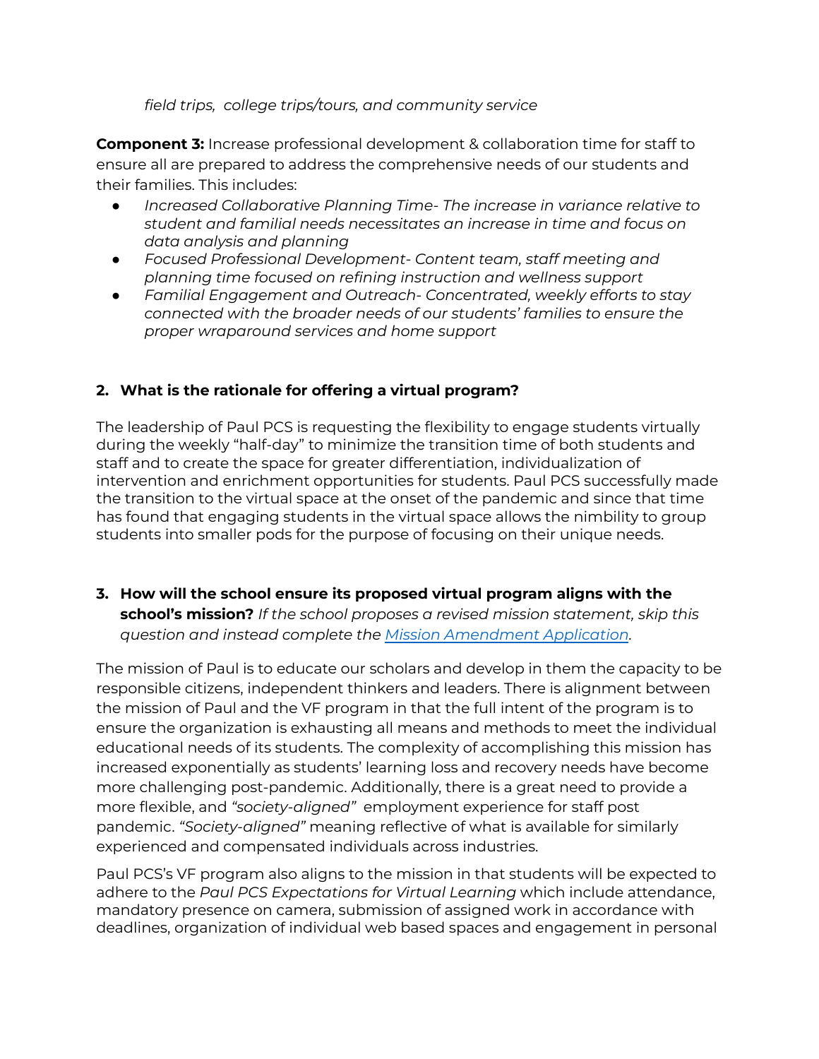*field trips, college trips/tours, and community service*

**Component 3:** Increase professional development & collaboration time for staff to ensure all are prepared to address the comprehensive needs of our students and their families. This includes:

- *Increased Collaborative Planning Time- The increase in variance relative to student and familial needs necessitates an increase in time and focus on data analysis and planning*
- *Focused Professional Development- Content team, staff meeting and planning time focused on refining instruction and wellness support*
- *Familial Engagement and Outreach- Concentrated, weekly efforts to stay connected with the broader needs of our students' families to ensure the proper wraparound services and home support*

**2. What is the rationale for offering a virtual program?**

The leadership of Paul PCS is requesting the flexibility to engage students virtually during the weekly "half-day" to minimize the transition time of both students and staff and to create the space for greater differentiation, individualization of intervention and enrichment opportunities for students. Paul PCS successfully made the transition to the virtual space at the onset of the pandemic and since that time has found that engaging students in the virtual space allows the nimbility to group students into smaller pods for the purpose of focusing on their unique needs.

**3. How will the school ensure its proposed virtual program aligns with the school's mission?** *If the school proposes a revised mission statement, skip this question and instead complete the [Mission Amendment Application](Mission Amendment Application).*

The mission of Paul is to educate our scholars and develop in them the capacity to be responsible citizens, independent thinkers and leaders. There is alignment between the mission of Paul and the VF program in that the full intent of the program is to ensure the organization is exhausting all means and methods to meet the individual educational needs of its students. The complexity of accomplishing this mission has increased exponentially as students' learning loss and recovery needs have become more challenging post-pandemic. Additionally, there is a great need to provide a more flexible, and *"society-aligned"* employment experience for staff post pandemic. *"Society-aligned"* meaning reflective of what is available for similarly experienced and compensated individuals across industries.

Paul PCS's VF program also aligns to the mission in that students will be expected to adhere to the *Paul PCS Expectations for Virtual Learning* which include attendance, mandatory presence on camera, submission of assigned work in accordance with deadlines, organization of individual web based spaces and engagement in personal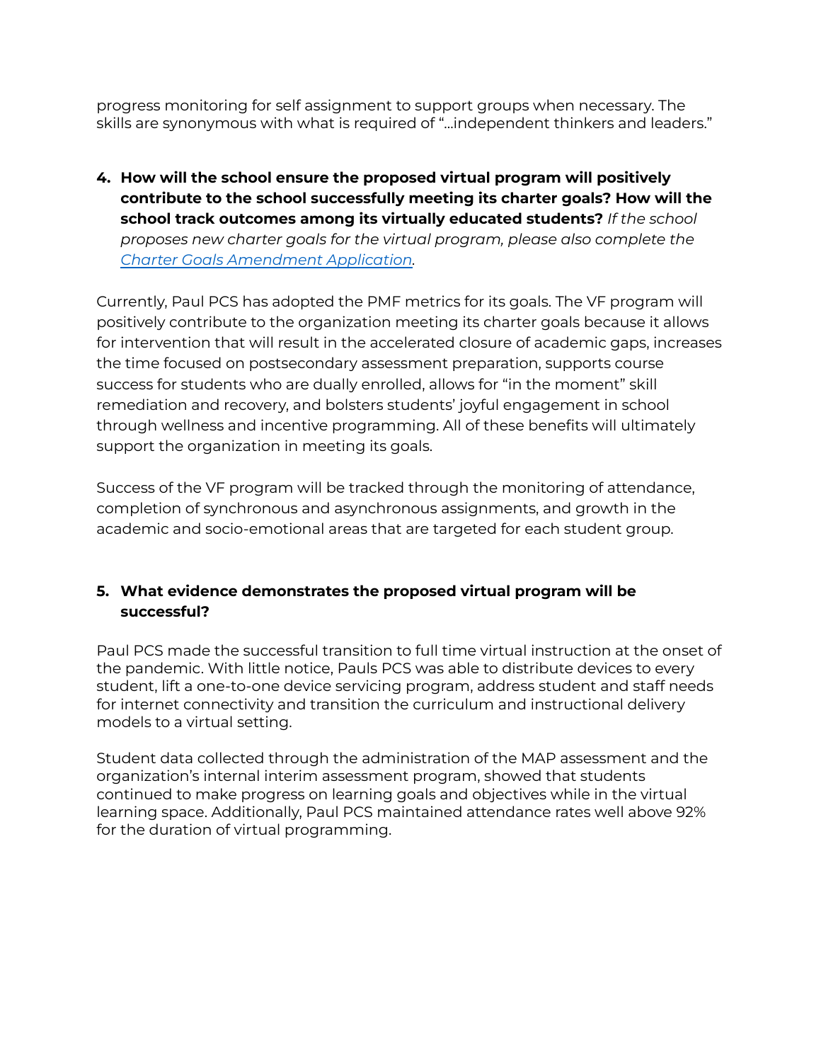progress monitoring for self assignment to support groups when necessary. The skills are synonymous with what is required of "...independent thinkers and leaders."

4. **How will the school ensure the proposed virtual program will positively contribute to the school successfully meeting its charter goals? How will the school track outcomes among its virtually educated students?** *If the school proposes new charter goals for the virtual program, please also complete the [Charter Goals Amendment Application](Charter Goals Amendment Application).*

Currently, Paul PCS has adopted the PMF metrics for its goals. The VF program will positively contribute to the organization meeting its charter goals because it allows for intervention that will result in the accelerated closure of academic gaps, increases the time focused on postsecondary assessment preparation, supports course success for students who are dually enrolled, allows for "in the moment" skill remediation and recovery, and bolsters students' joyful engagement in school through wellness and incentive programming. All of these benefits will ultimately support the organization in meeting its goals.

Success of the VF program will be tracked through the monitoring of attendance, completion of synchronous and asynchronous assignments, and growth in the academic and socio-emotional areas that are targeted for each student group.

5. **What evidence demonstrates the proposed virtual program will be successful?**

Paul PCS made the successful transition to full time virtual instruction at the onset of the pandemic. With little notice, Pauls PCS was able to distribute devices to every student, lift a one-to-one device servicing program, address student and staff needs for internet connectivity and transition the curriculum and instructional delivery models to a virtual setting.

Student data collected through the administration of the MAP assessment and the organization's internal interim assessment program, showed that students continued to make progress on learning goals and objectives while in the virtual learning space. Additionally, Paul PCS maintained attendance rates well above 92% for the duration of virtual programming.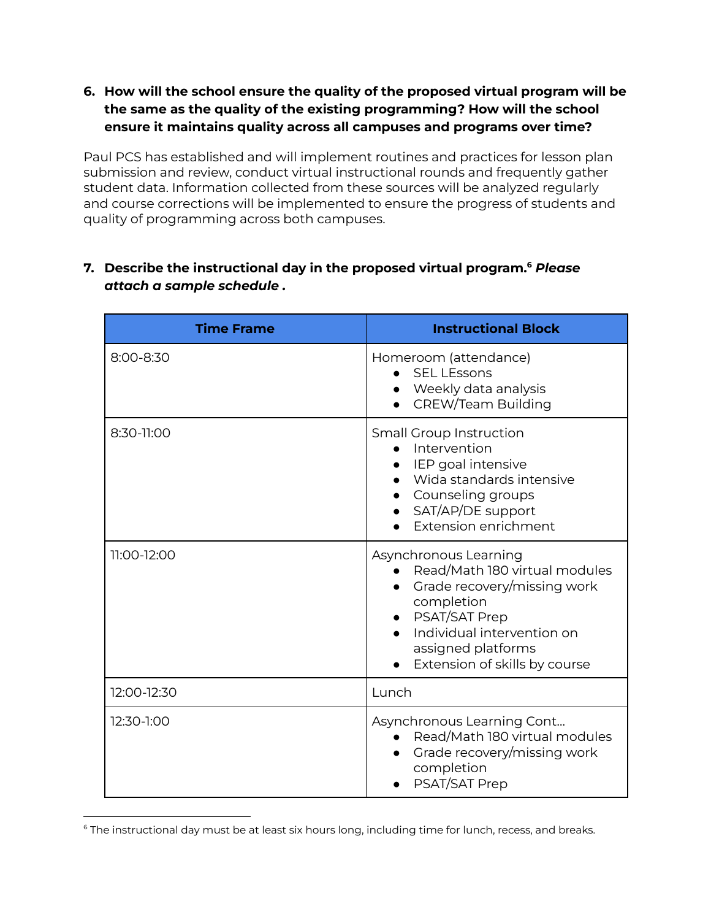6. **How will the school ensure the quality of the proposed virtual program will be the same as the quality of the existing programming? How will the school ensure it maintains quality across all campuses and programs over time?**

Paul PCS has established and will implement routines and practices for lesson plan submission and review, conduct virtual instructional rounds and frequently gather student data. Information collected from these sources will be analyzed regularly and course corrections will be implemented to ensure the progress of students and quality of programming across both campuses.

7. **Describe the instructional day in the proposed virtual program.[6]** ***Please attach a sample schedule .***

| Time Frame | Instructional Block |
| --- | --- |
| 8:00-8:30 | Homeroom (attendance)<br>• SEL LEssons<br>• Weekly data analysis<br>• CREW/Team Building |
| 8:30-11:00 | Small Group Instruction<br>• Intervention<br>• IEP goal intensive<br>• Wida standards intensive<br>• Counseling groups<br>• SAT/AP/DE support<br>• Extension enrichment |
| 11:00-12:00 | Asynchronous Learning<br>• Read/Math 180 virtual modules<br>• Grade recovery/missing work completion<br>• PSAT/SAT Prep<br>• Individual intervention on assigned platforms<br>• Extension of skills by course |
| 12:00-12:30 | Lunch |
| 12:30-1:00 | Asynchronous Learning Cont...<br>• Read/Math 180 virtual modules<br>• Grade recovery/missing work completion<br>• PSAT/SAT Prep |

[6] The instructional day must be at least six hours long, including time for lunch, recess, and breaks.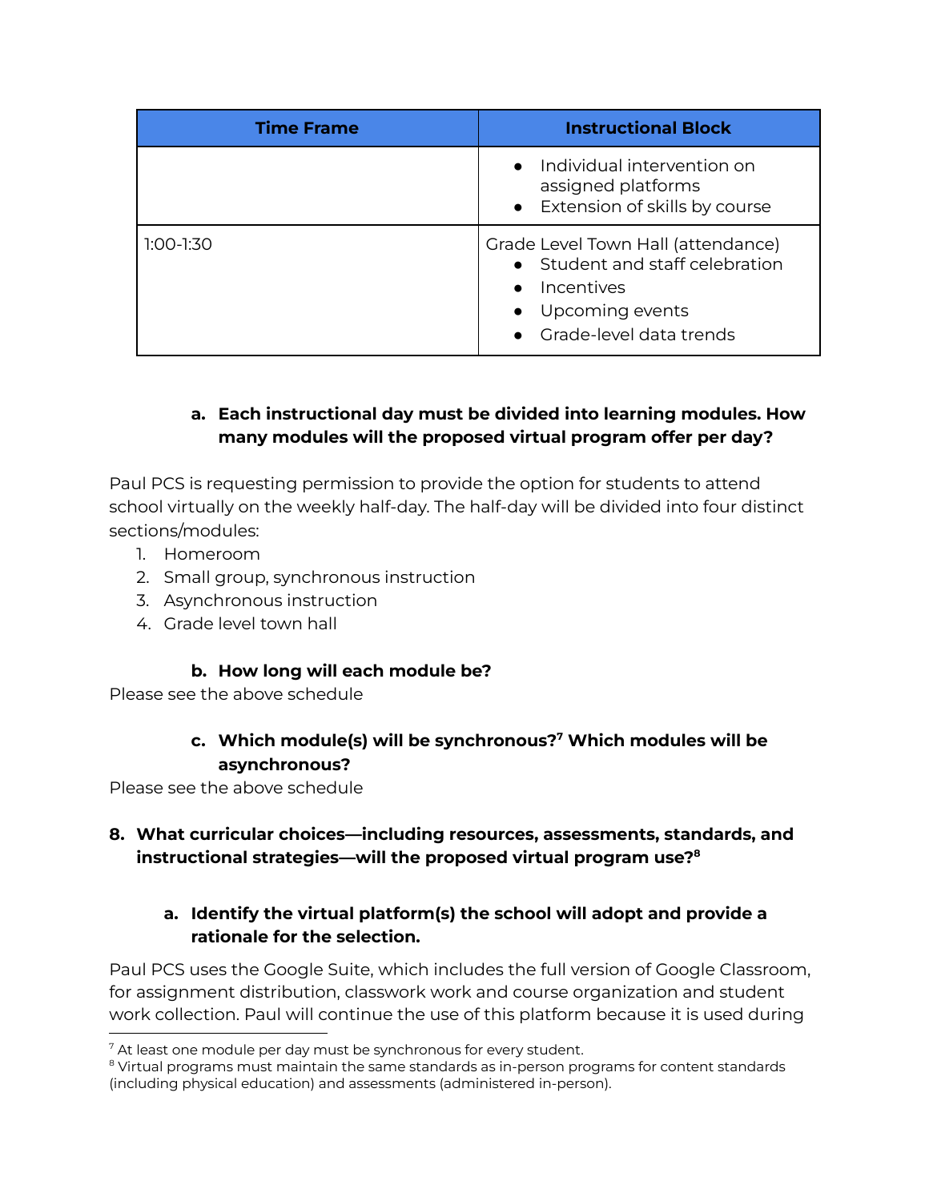| Time Frame | Instructional Block |
|---|---|
| | • Individual intervention on assigned platforms<br>• Extension of skills by course |
| 1:00-1:30 | Grade Level Town Hall (attendance)<br>• Student and staff celebration<br>• Incentives<br>• Upcoming events<br>• Grade-level data trends |

**a. Each instructional day must be divided into learning modules. How many modules will the proposed virtual program offer per day?**

Paul PCS is requesting permission to provide the option for students to attend school virtually on the weekly half-day. The half-day will be divided into four distinct sections/modules:

1. Homeroom
2. Small group, synchronous instruction
3. Asynchronous instruction
4. Grade level town hall

**b. How long will each module be?**

Please see the above schedule

**c. Which module(s) will be synchronous?[7] Which modules will be asynchronous?**

Please see the above schedule

**8. What curricular choices—including resources, assessments, standards, and instructional strategies—will the proposed virtual program use?[8]**

**a. Identify the virtual platform(s) the school will adopt and provide a rationale for the selection.**

Paul PCS uses the Google Suite, which includes the full version of Google Classroom, for assignment distribution, classwork work and course organization and student work collection. Paul will continue the use of this platform because it is used during

[7] At least one module per day must be synchronous for every student.

[8] Virtual programs must maintain the same standards as in-person programs for content standards (including physical education) and assessments (administered in-person).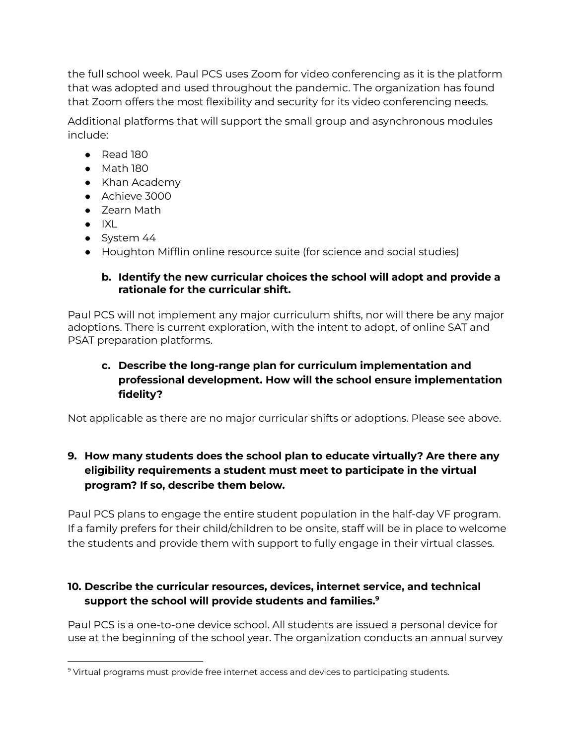the full school week. Paul PCS uses Zoom for video conferencing as it is the platform that was adopted and used throughout the pandemic. The organization has found that Zoom offers the most flexibility and security for its video conferencing needs.

Additional platforms that will support the small group and asynchronous modules include:

- Read 180
- Math 180
- Khan Academy
- Achieve 3000
- Zearn Math
- IXL
- System 44
- Houghton Mifflin online resource suite (for science and social studies)

**b. Identify the new curricular choices the school will adopt and provide a rationale for the curricular shift.**

Paul PCS will not implement any major curriculum shifts, nor will there be any major adoptions. There is current exploration, with the intent to adopt, of online SAT and PSAT preparation platforms.

**c. Describe the long-range plan for curriculum implementation and professional development. How will the school ensure implementation fidelity?**

Not applicable as there are no major curricular shifts or adoptions. Please see above.

**9. How many students does the school plan to educate virtually? Are there any eligibility requirements a student must meet to participate in the virtual program? If so, describe them below.**

Paul PCS plans to engage the entire student population in the half-day VF program. If a family prefers for their child/children to be onsite, staff will be in place to welcome the students and provide them with support to fully engage in their virtual classes.

**10. Describe the curricular resources, devices, internet service, and technical support the school will provide students and families.[9]**

Paul PCS is a one-to-one device school. All students are issued a personal device for use at the beginning of the school year. The organization conducts an annual survey

[9] Virtual programs must provide free internet access and devices to participating students.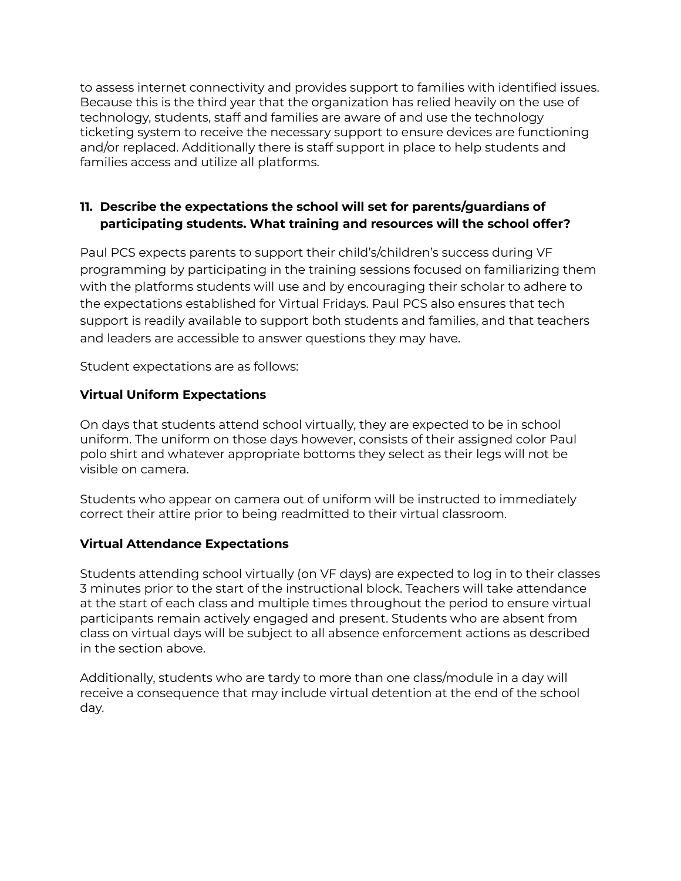to assess internet connectivity and provides support to families with identified issues. Because this is the third year that the organization has relied heavily on the use of technology, students, staff and families are aware of and use the technology ticketing system to receive the necessary support to ensure devices are functioning and/or replaced. Additionally there is staff support in place to help students and families access and utilize all platforms.

11. **Describe the expectations the school will set for parents/guardians of participating students. What training and resources will the school offer?**

Paul PCS expects parents to support their child's/children's success during VF programming by participating in the training sessions focused on familiarizing them with the platforms students will use and by encouraging their scholar to adhere to the expectations established for Virtual Fridays. Paul PCS also ensures that tech support is readily available to support both students and families, and that teachers and leaders are accessible to answer questions they may have.

Student expectations are as follows:

**Virtual Uniform Expectations**

On days that students attend school virtually, they are expected to be in school uniform. The uniform on those days however, consists of their assigned color Paul polo shirt and whatever appropriate bottoms they select as their legs will not be visible on camera.

Students who appear on camera out of uniform will be instructed to immediately correct their attire prior to being readmitted to their virtual classroom.

**Virtual Attendance Expectations**

Students attending school virtually (on VF days) are expected to log in to their classes 3 minutes prior to the start of the instructional block. Teachers will take attendance at the start of each class and multiple times throughout the period to ensure virtual participants remain actively engaged and present. Students who are absent from class on virtual days will be subject to all absence enforcement actions as described in the section above.

Additionally, students who are tardy to more than one class/module in a day will receive a consequence that may include virtual detention at the end of the school day.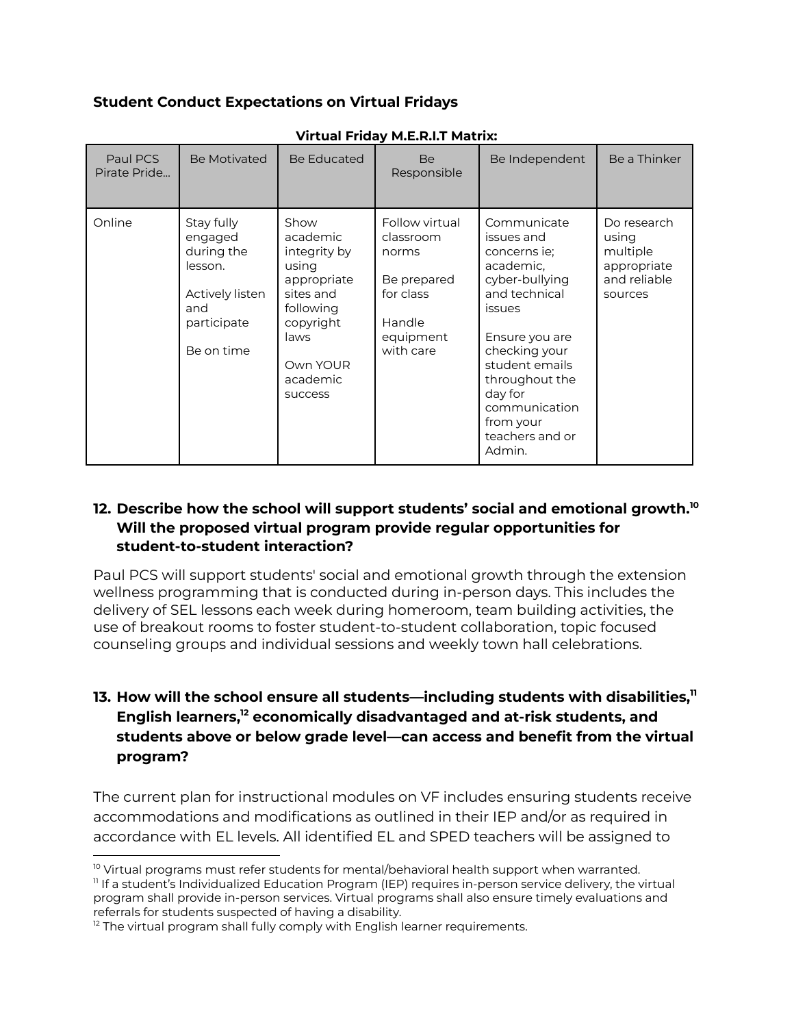**Student Conduct Expectations on Virtual Fridays**

**Virtual Friday M.E.R.I.T Matrix:**

| Paul PCS Pirate Pride... | Be Motivated | Be Educated | Be Responsible | Be Independent | Be a Thinker |
|---|---|---|---|---|---|
| Online | Stay fully engaged during the lesson.<br><br>Actively listen and participate<br><br>Be on time | Show academic integrity by using appropriate sites and following copyright laws<br><br>Own YOUR academic success | Follow virtual classroom norms<br><br>Be prepared for class<br><br>Handle equipment with care | Communicate issues and concerns ie; academic, cyber-bullying and technical issues<br><br>Ensure you are checking your student emails throughout the day for communication from your teachers and or Admin. | Do research using multiple appropriate and reliable sources |

**12. Describe how the school will support students' social and emotional growth.[10] Will the proposed virtual program provide regular opportunities for student-to-student interaction?**

Paul PCS will support students' social and emotional growth through the extension wellness programming that is conducted during in-person days. This includes the delivery of SEL lessons each week during homeroom, team building activities, the use of breakout rooms to foster student-to-student collaboration, topic focused counseling groups and individual sessions and weekly town hall celebrations.

**13. How will the school ensure all students—including students with disabilities,[11] English learners,[12] economically disadvantaged and at-risk students, and students above or below grade level—can access and benefit from the virtual program?**

The current plan for instructional modules on VF includes ensuring students receive accommodations and modifications as outlined in their IEP and/or as required in accordance with EL levels. All identified EL and SPED teachers will be assigned to

---

[10] Virtual programs must refer students for mental/behavioral health support when warranted.

[11] If a student's Individualized Education Program (IEP) requires in-person service delivery, the virtual program shall provide in-person services. Virtual programs shall also ensure timely evaluations and referrals for students suspected of having a disability.

[12] The virtual program shall fully comply with English learner requirements.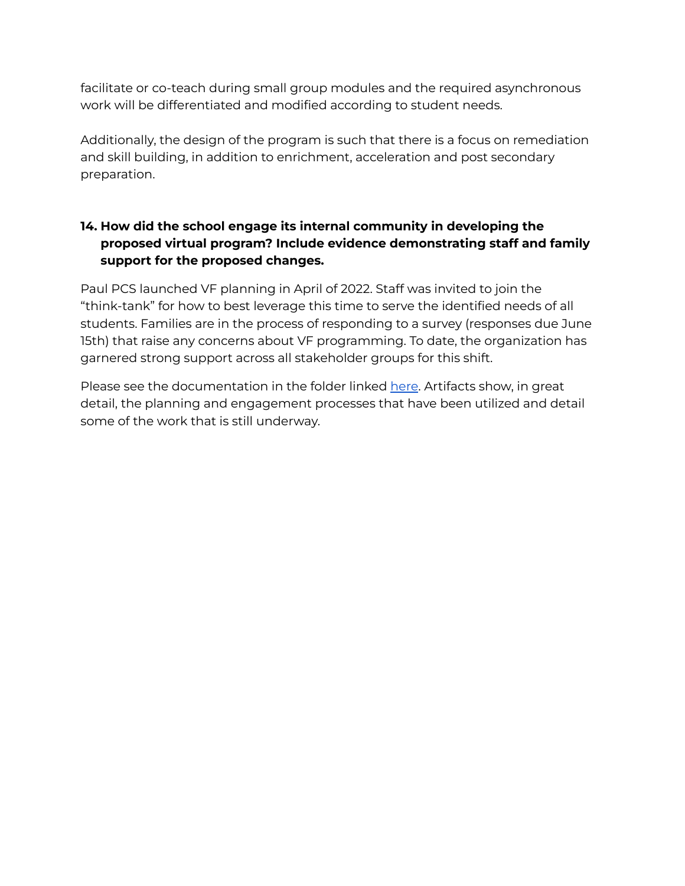facilitate or co-teach during small group modules and the required asynchronous work will be differentiated and modified according to student needs.

Additionally, the design of the program is such that there is a focus on remediation and skill building, in addition to enrichment, acceleration and post secondary preparation.

**14. How did the school engage its internal community in developing the proposed virtual program? Include evidence demonstrating staff and family support for the proposed changes.**

Paul PCS launched VF planning in April of 2022. Staff was invited to join the "think-tank" for how to best leverage this time to serve the identified needs of all students. Families are in the process of responding to a survey (responses due June 15th) that raise any concerns about VF programming. To date, the organization has garnered strong support across all stakeholder groups for this shift.

Please see the documentation in the folder linked here. Artifacts show, in great detail, the planning and engagement processes that have been utilized and detail some of the work that is still underway.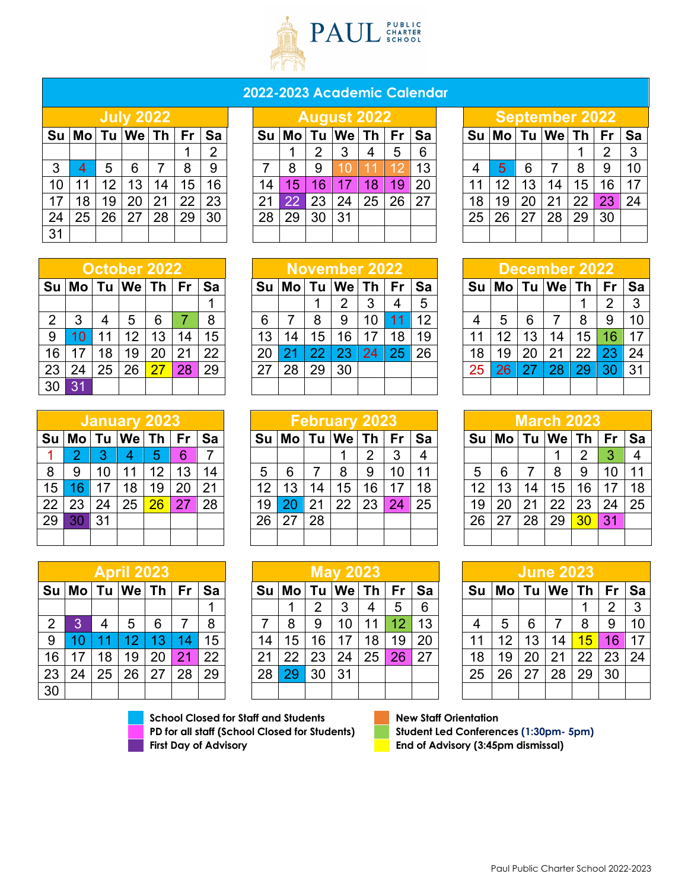PAUL PUBLIC CHARTER SCHOOL

# 2022-2023 Academic Calendar

## July 2022

| Su | Mo | Tu | We | Th | Fr | Sa |
|---|---|---|---|---|---|---|
| | | | | | 1 | 2 |
| 3 | 4 | 5 | 6 | 7 | 8 | 9 |
| 10 | 11 | 12 | 13 | 14 | 15 | 16 |
| 17 | 18 | 19 | 20 | 21 | 22 | 23 |
| 24 | 25 | 26 | 27 | 28 | 29 | 30 |
| 31 | | | | | | |

## August 2022

| Su | Mo | Tu | We | Th | Fr | Sa |
|---|---|---|---|---|---|---|
| | 1 | 2 | 3 | 4 | 5 | 6 |
| 7 | 8 | 9 | 10 | 11 | 12 | 13 |
| 14 | 15 | 16 | 17 | 18 | 19 | 20 |
| 21 | 22 | 23 | 24 | 25 | 26 | 27 |
| 28 | 29 | 30 | 31 | | | |

## September 2022

| Su | Mo | Tu | We | Th | Fr | Sa |
|---|---|---|---|---|---|---|
| | | | | 1 | 2 | 3 |
| 4 | 5 | 6 | 7 | 8 | 9 | 10 |
| 11 | 12 | 13 | 14 | 15 | 16 | 17 |
| 18 | 19 | 20 | 21 | 22 | 23 | 24 |
| 25 | 26 | 27 | 28 | 29 | 30 | |

## October 2022

| Su | Mo | Tu | We | Th | Fr | Sa |
|---|---|---|---|---|---|---|
| | | | | | | 1 |
| 2 | 3 | 4 | 5 | 6 | 7 | 8 |
| 9 | 10 | 11 | 12 | 13 | 14 | 15 |
| 16 | 17 | 18 | 19 | 20 | 21 | 22 |
| 23 | 24 | 25 | 26 | 27 | 28 | 29 |
| 30 | 31 | | | | | |

## November 2022

| Su | Mo | Tu | We | Th | Fr | Sa |
|---|---|---|---|---|---|---|
| | | 1 | 2 | 3 | 4 | 5 |
| 6 | 7 | 8 | 9 | 10 | 11 | 12 |
| 13 | 14 | 15 | 16 | 17 | 18 | 19 |
| 20 | 21 | 22 | 23 | 24 | 25 | 26 |
| 27 | 28 | 29 | 30 | | | |

## December 2022

| Su | Mo | Tu | We | Th | Fr | Sa |
|---|---|---|---|---|---|---|
| | | | | 1 | 2 | 3 |
| 4 | 5 | 6 | 7 | 8 | 9 | 10 |
| 11 | 12 | 13 | 14 | 15 | 16 | 17 |
| 18 | 19 | 20 | 21 | 22 | 23 | 24 |
| 25 | 26 | 27 | 28 | 29 | 30 | 31 |

## January 2023

| Su | Mo | Tu | We | Th | Fr | Sa |
|---|---|---|---|---|---|---|
| 1 | 2 | 3 | 4 | 5 | 6 | 7 |
| 8 | 9 | 10 | 11 | 12 | 13 | 14 |
| 15 | 16 | 17 | 18 | 19 | 20 | 21 |
| 22 | 23 | 24 | 25 | 26 | 27 | 28 |
| 29 | 30 | 31 | | | | |

## February 2023

| Su | Mo | Tu | We | Th | Fr | Sa |
|---|---|---|---|---|---|---|
| | | | 1 | 2 | 3 | 4 |
| 5 | 6 | 7 | 8 | 9 | 10 | 11 |
| 12 | 13 | 14 | 15 | 16 | 17 | 18 |
| 19 | 20 | 21 | 22 | 23 | 24 | 25 |
| 26 | 27 | 28 | | | | |

## March 2023

| Su | Mo | Tu | We | Th | Fr | Sa |
|---|---|---|---|---|---|---|
| | | | 1 | 2 | 3 | 4 |
| 5 | 6 | 7 | 8 | 9 | 10 | 11 |
| 12 | 13 | 14 | 15 | 16 | 17 | 18 |
| 19 | 20 | 21 | 22 | 23 | 24 | 25 |
| 26 | 27 | 28 | 29 | 30 | 31 | |

## April 2023

| Su | Mo | Tu | We | Th | Fr | Sa |
|---|---|---|---|---|---|---|
| | | | | | | 1 |
| 2 | 3 | 4 | 5 | 6 | 7 | 8 |
| 9 | 10 | 11 | 12 | 13 | 14 | 15 |
| 16 | 17 | 18 | 19 | 20 | 21 | 22 |
| 23 | 24 | 25 | 26 | 27 | 28 | 29 |
| 30 | | | | | | |

## May 2023

| Su | Mo | Tu | We | Th | Fr | Sa |
|---|---|---|---|---|---|---|
| | 1 | 2 | 3 | 4 | 5 | 6 |
| 7 | 8 | 9 | 10 | 11 | 12 | 13 |
| 14 | 15 | 16 | 17 | 18 | 19 | 20 |
| 21 | 22 | 23 | 24 | 25 | 26 | 27 |
| 28 | 29 | 30 | 31 | | | |

## June 2023

| Su | Mo | Tu | We | Th | Fr | Sa |
|---|---|---|---|---|---|---|
| | | | | 1 | 2 | 3 |
| 4 | 5 | 6 | 7 | 8 | 9 | 10 |
| 11 | 12 | 13 | 14 | 15 | 16 | 17 |
| 18 | 19 | 20 | 21 | 22 | 23 | 24 |
| 25 | 26 | 27 | 28 | 29 | 30 | |

**Legend:**

- School Closed for Staff and Students: July 4; Sept 5; Oct 10; Nov 11, 21, 22, 23, 24, 25; Dec 26, 27, 28, 29, 30; Jan 2, 3, 4, 5, 16; Feb 20; April 10, 11, 12, 13, 14; May 29
- PD for all staff (School Closed for Students): Aug 15, 16, 17, 18, 19; Sept 23; Oct 28; Jan 6, 27; Feb 24; March 31; April 21; May 26; June 16
- First Day of Advisory: Aug 22; Oct 31; Jan 30; April 3
- New Staff Orientation: Aug 10, 11, 12
- Student Led Conferences (1:30pm- 5pm): Oct 7; Dec 16; March 3; May 12
- End of Advisory (3:45pm dismissal): Oct 27; Dec 23; Jan 26; March 30; June 15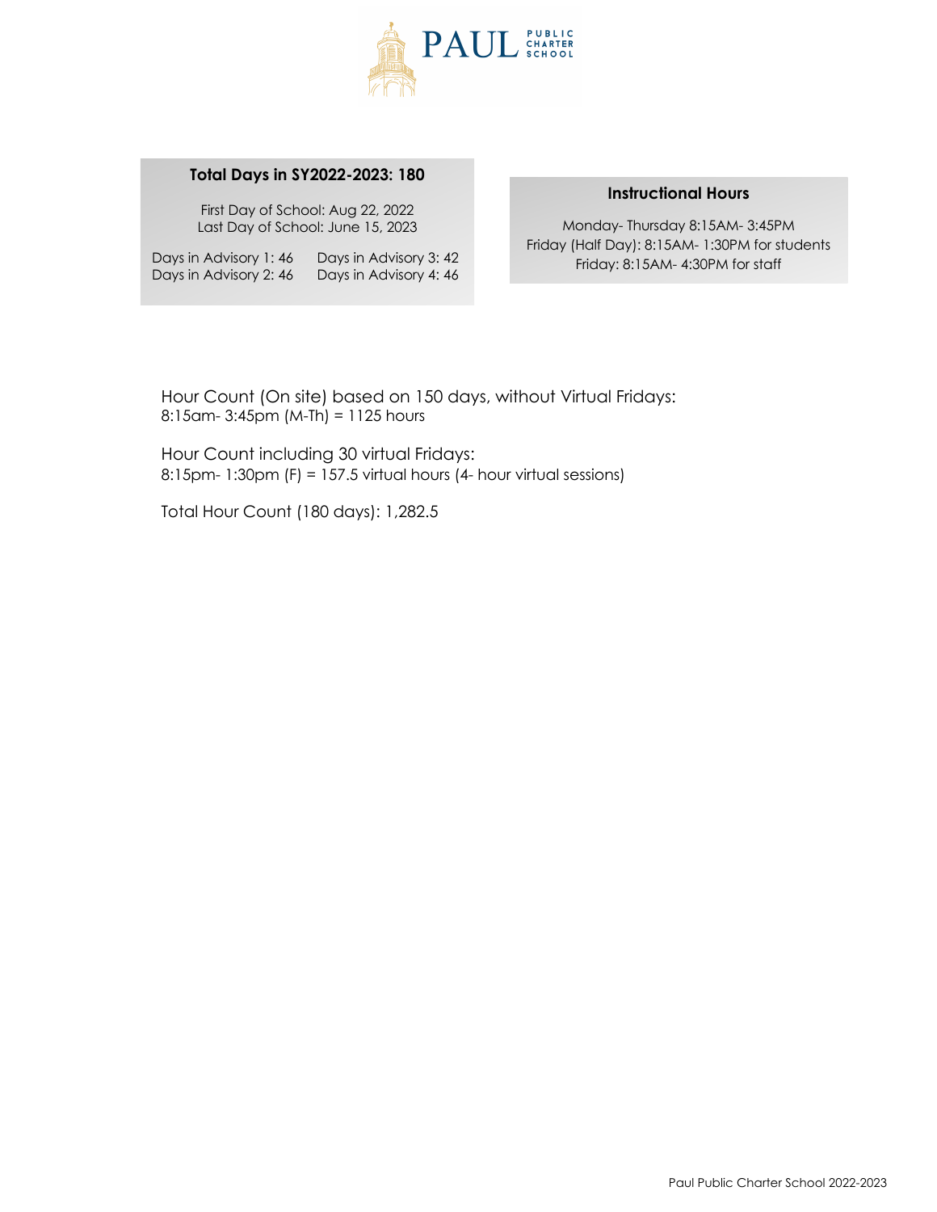**Total Days in SY2022-2023: 180**

First Day of School: Aug 22, 2022
Last Day of School: June 15, 2023

Days in Advisory 1: 46
Days in Advisory 2: 46
Days in Advisory 3: 42
Days in Advisory 4: 46

**Instructional Hours**

Monday- Thursday 8:15AM- 3:45PM
Friday (Half Day): 8:15AM- 1:30PM for students
Friday: 8:15AM- 4:30PM for staff

Hour Count (On site) based on 150 days, without Virtual Fridays:
8:15am- 3:45pm (M-Th) = 1125 hours

Hour Count including 30 virtual Fridays:
8:15pm- 1:30pm (F) = 157.5 virtual hours (4- hour virtual sessions)

Total Hour Count (180 days): 1,282.5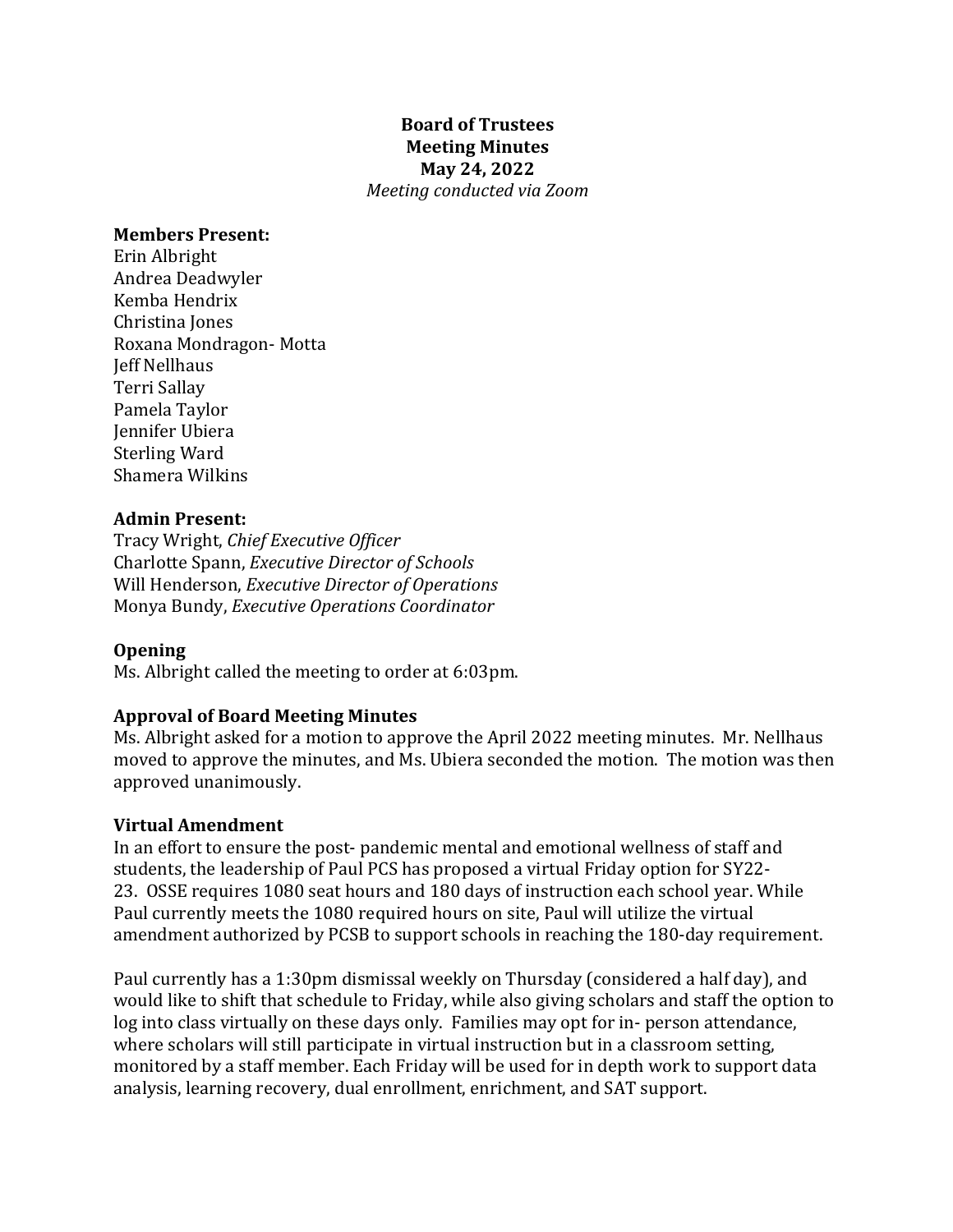**Board of Trustees**
**Meeting Minutes**
**May 24, 2022**
*Meeting conducted via Zoom*

**Members Present:**
Erin Albright
Andrea Deadwyler
Kemba Hendrix
Christina Jones
Roxana Mondragon- Motta
Jeff Nellhaus
Terri Sallay
Pamela Taylor
Jennifer Ubiera
Sterling Ward
Shamera Wilkins

**Admin Present:**
Tracy Wright, *Chief Executive Officer*
Charlotte Spann, *Executive Director of Schools*
Will Henderson, *Executive Director of Operations*
Monya Bundy, *Executive Operations Coordinator*

**Opening**
Ms. Albright called the meeting to order at 6:03pm.

**Approval of Board Meeting Minutes**
Ms. Albright asked for a motion to approve the April 2022 meeting minutes. Mr. Nellhaus moved to approve the minutes, and Ms. Ubiera seconded the motion. The motion was then approved unanimously.

**Virtual Amendment**
In an effort to ensure the post- pandemic mental and emotional wellness of staff and students, the leadership of Paul PCS has proposed a virtual Friday option for SY22-23. OSSE requires 1080 seat hours and 180 days of instruction each school year. While Paul currently meets the 1080 required hours on site, Paul will utilize the virtual amendment authorized by PCSB to support schools in reaching the 180-day requirement.

Paul currently has a 1:30pm dismissal weekly on Thursday (considered a half day), and would like to shift that schedule to Friday, while also giving scholars and staff the option to log into class virtually on these days only. Families may opt for in- person attendance, where scholars will still participate in virtual instruction but in a classroom setting, monitored by a staff member. Each Friday will be used for in depth work to support data analysis, learning recovery, dual enrollment, enrichment, and SAT support.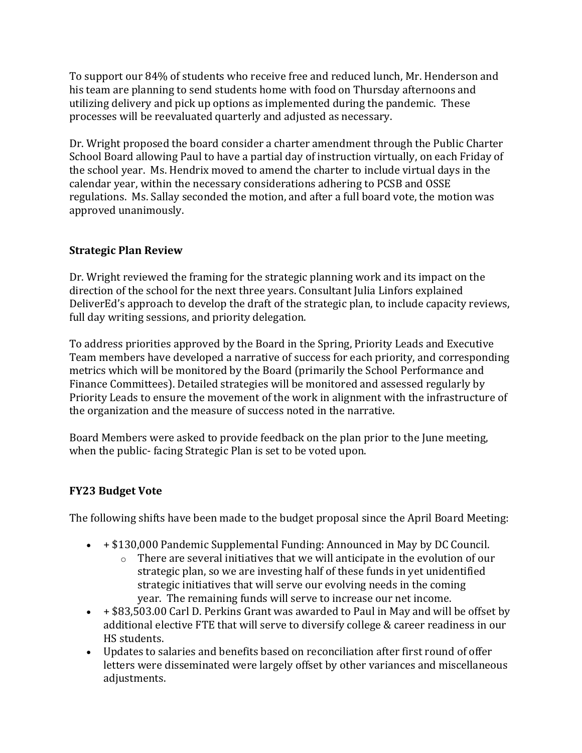To support our 84% of students who receive free and reduced lunch, Mr. Henderson and his team are planning to send students home with food on Thursday afternoons and utilizing delivery and pick up options as implemented during the pandemic. These processes will be reevaluated quarterly and adjusted as necessary.

Dr. Wright proposed the board consider a charter amendment through the Public Charter School Board allowing Paul to have a partial day of instruction virtually, on each Friday of the school year. Ms. Hendrix moved to amend the charter to include virtual days in the calendar year, within the necessary considerations adhering to PCSB and OSSE regulations. Ms. Sallay seconded the motion, and after a full board vote, the motion was approved unanimously.

### Strategic Plan Review

Dr. Wright reviewed the framing for the strategic planning work and its impact on the direction of the school for the next three years. Consultant Julia Linfors explained DeliverEd's approach to develop the draft of the strategic plan, to include capacity reviews, full day writing sessions, and priority delegation.

To address priorities approved by the Board in the Spring, Priority Leads and Executive Team members have developed a narrative of success for each priority, and corresponding metrics which will be monitored by the Board (primarily the School Performance and Finance Committees). Detailed strategies will be monitored and assessed regularly by Priority Leads to ensure the movement of the work in alignment with the infrastructure of the organization and the measure of success noted in the narrative.

Board Members were asked to provide feedback on the plan prior to the June meeting, when the public- facing Strategic Plan is set to be voted upon.

### FY23 Budget Vote

The following shifts have been made to the budget proposal since the April Board Meeting:

- + $130,000 Pandemic Supplemental Funding: Announced in May by DC Council.
    - There are several initiatives that we will anticipate in the evolution of our strategic plan, so we are investing half of these funds in yet unidentified strategic initiatives that will serve our evolving needs in the coming year. The remaining funds will serve to increase our net income.
- + $83,503.00 Carl D. Perkins Grant was awarded to Paul in May and will be offset by additional elective FTE that will serve to diversify college & career readiness in our HS students.
- Updates to salaries and benefits based on reconciliation after first round of offer letters were disseminated were largely offset by other variances and miscellaneous adjustments.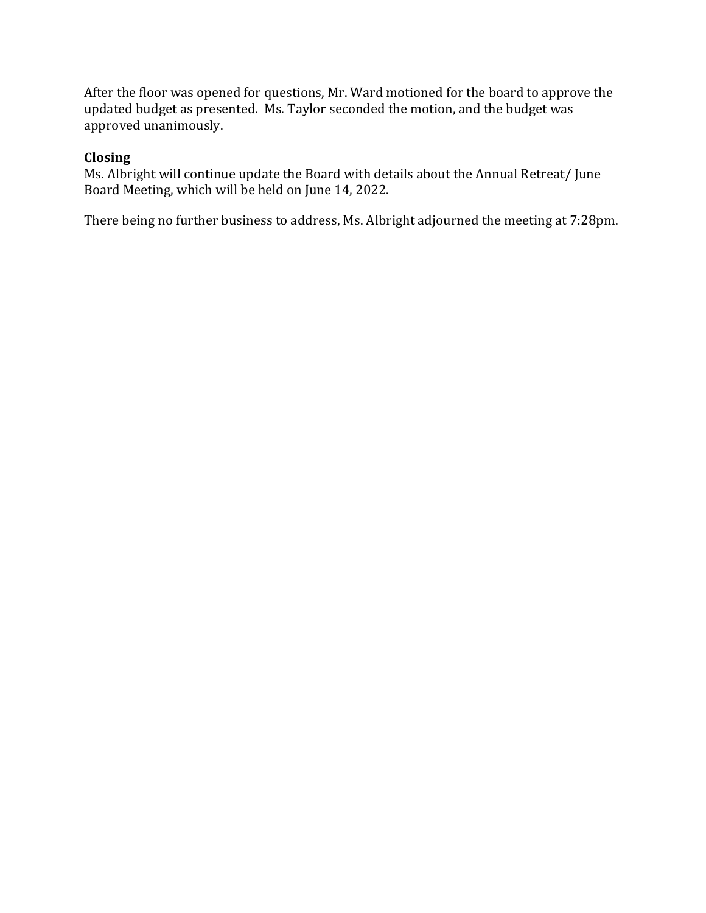After the floor was opened for questions, Mr. Ward motioned for the board to approve the updated budget as presented. Ms. Taylor seconded the motion, and the budget was approved unanimously.

**Closing**
Ms. Albright will continue update the Board with details about the Annual Retreat/ June Board Meeting, which will be held on June 14, 2022.

There being no further business to address, Ms. Albright adjourned the meeting at 7:28pm.